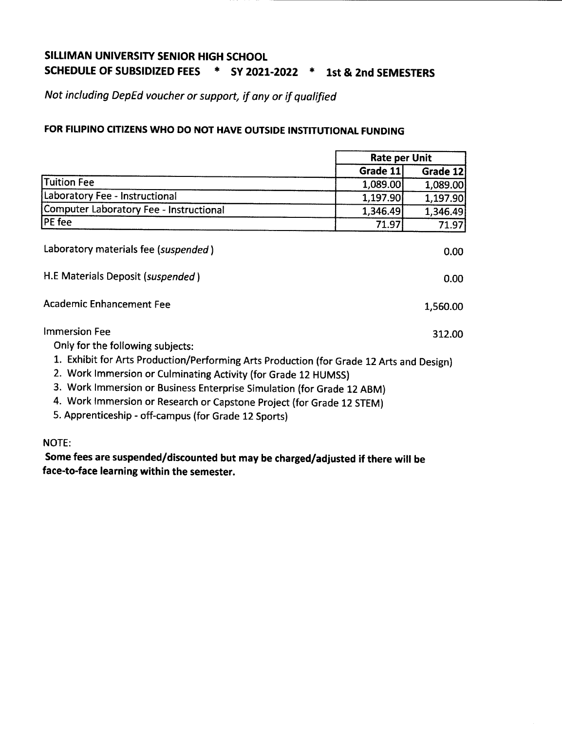# SILLIMAN UNIVERSITY SENIOR HIGH SCHOOL

## SCHEDULE OF SUBSIDIZED FEES * SY 2021-2022 * 1st & 2nd SEMESTERS

*Not including DepEd voucher or support, if any or if qualified*

### FOR FILIPINO CITIZENS WHO DO NOT HAVE OUTSIDE INSTITUTIONAL FUNDING

| | Rate per Unit | |
|---|---|---|
| | Grade 11 | Grade 12 |
| Tuition Fee | 1,089.00 | 1,089.00 |
| Laboratory Fee - Instructional | 1,197.90 | 1,197.90 |
| Computer Laboratory Fee - Instructional | 1,346.49 | 1,346.49 |
| PE fee | 71.97 | 71.97 |

| | |
|---|---|
| Laboratory materials fee (*suspended*) | 0.00 |
| H.E Materials Deposit (*suspended*) | 0.00 |
| Academic Enhancement Fee | 1,560.00 |
| Immersion Fee | 312.00 |

Only for the following subjects:

1. Exhibit for Arts Production/Performing Arts Production (for Grade 12 Arts and Design)
2. Work Immersion or Culminating Activity (for Grade 12 HUMSS)
3. Work Immersion or Business Enterprise Simulation (for Grade 12 ABM)
4. Work Immersion or Research or Capstone Project (for Grade 12 STEM)
5. Apprenticeship - off-campus (for Grade 12 Sports)

NOTE:

**Some fees are suspended/discounted but may be charged/adjusted if there will be face-to-face learning within the semester.**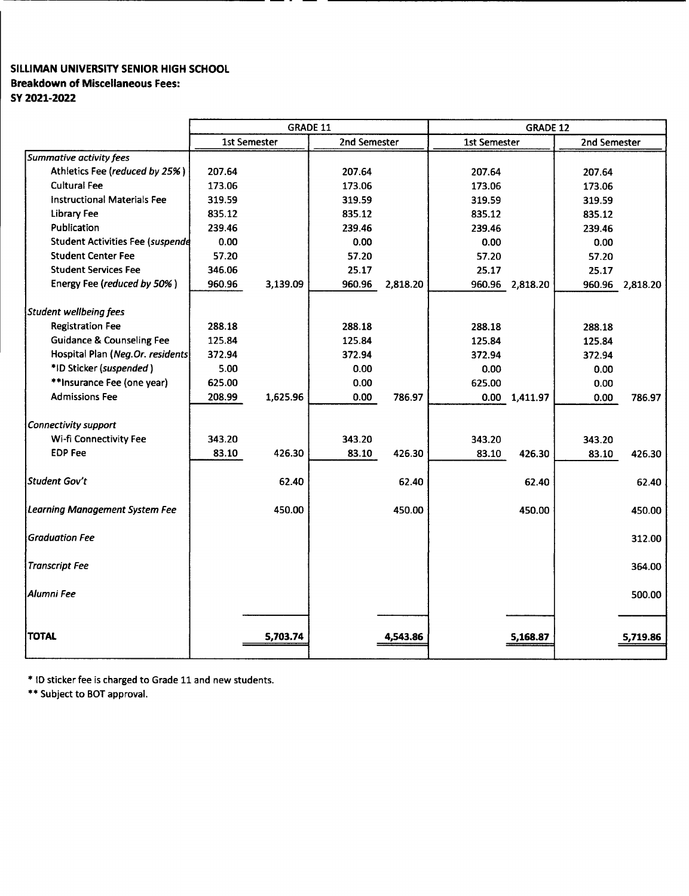**SILLIMAN UNIVERSITY SENIOR HIGH SCHOOL**
**Breakdown of Miscellaneous Fees:**
**SY 2021-2022**

| | GRADE 11 | | | | GRADE 12 | | | |
|---|---|---|---|---|---|---|---|---|
| | 1st Semester | | 2nd Semester | | 1st Semester | | 2nd Semester | |
| *Summative activity fees* | | | | | | | | |
| Athletics Fee (*reduced by 25%*) | 207.64 | | 207.64 | | 207.64 | | 207.64 | |
| Cultural Fee | 173.06 | | 173.06 | | 173.06 | | 173.06 | |
| Instructional Materials Fee | 319.59 | | 319.59 | | 319.59 | | 319.59 | |
| Library Fee | 835.12 | | 835.12 | | 835.12 | | 835.12 | |
| Publication | 239.46 | | 239.46 | | 239.46 | | 239.46 | |
| Student Activities Fee (*suspende* | 0.00 | | 0.00 | | 0.00 | | 0.00 | |
| Student Center Fee | 57.20 | | 57.20 | | 57.20 | | 57.20 | |
| Student Services Fee | 346.06 | | 25.17 | | 25.17 | | 25.17 | |
| Energy Fee (*reduced by 50%*) | 960.96 | 3,139.09 | 960.96 | 2,818.20 | 960.96 | 2,818.20 | 960.96 | 2,818.20 |
| *Student wellbeing fees* | | | | | | | | |
| Registration Fee | 288.18 | | 288.18 | | 288.18 | | 288.18 | |
| Guidance & Counseling Fee | 125.84 | | 125.84 | | 125.84 | | 125.84 | |
| Hospital Plan (*Neg.Or. residents* | 372.94 | | 372.94 | | 372.94 | | 372.94 | |
| *ID Sticker (*suspended*) | 5.00 | | 0.00 | | 0.00 | | 0.00 | |
| **Insurance Fee (one year) | 625.00 | | 0.00 | | 625.00 | | 0.00 | |
| Admissions Fee | 208.99 | 1,625.96 | 0.00 | 786.97 | 0.00 | 1,411.97 | 0.00 | 786.97 |
| *Connectivity support* | | | | | | | | |
| Wi-fi Connectivity Fee | 343.20 | | 343.20 | | 343.20 | | 343.20 | |
| EDP Fee | 83.10 | 426.30 | 83.10 | 426.30 | 83.10 | 426.30 | 83.10 | 426.30 |
| *Student Gov't* | | 62.40 | | 62.40 | | 62.40 | | 62.40 |
| *Learning Management System Fee* | | 450.00 | | 450.00 | | 450.00 | | 450.00 |
| *Graduation Fee* | | | | | | | | 312.00 |
| *Transcript Fee* | | | | | | | | 364.00 |
| *Alumni Fee* | | | | | | | | 500.00 |
| **TOTAL** | | **5,703.74** | | **4,543.86** | | **5,168.87** | | **5,719.86** |

\* ID sticker fee is charged to Grade 11 and new students.

\*\* Subject to BOT approval.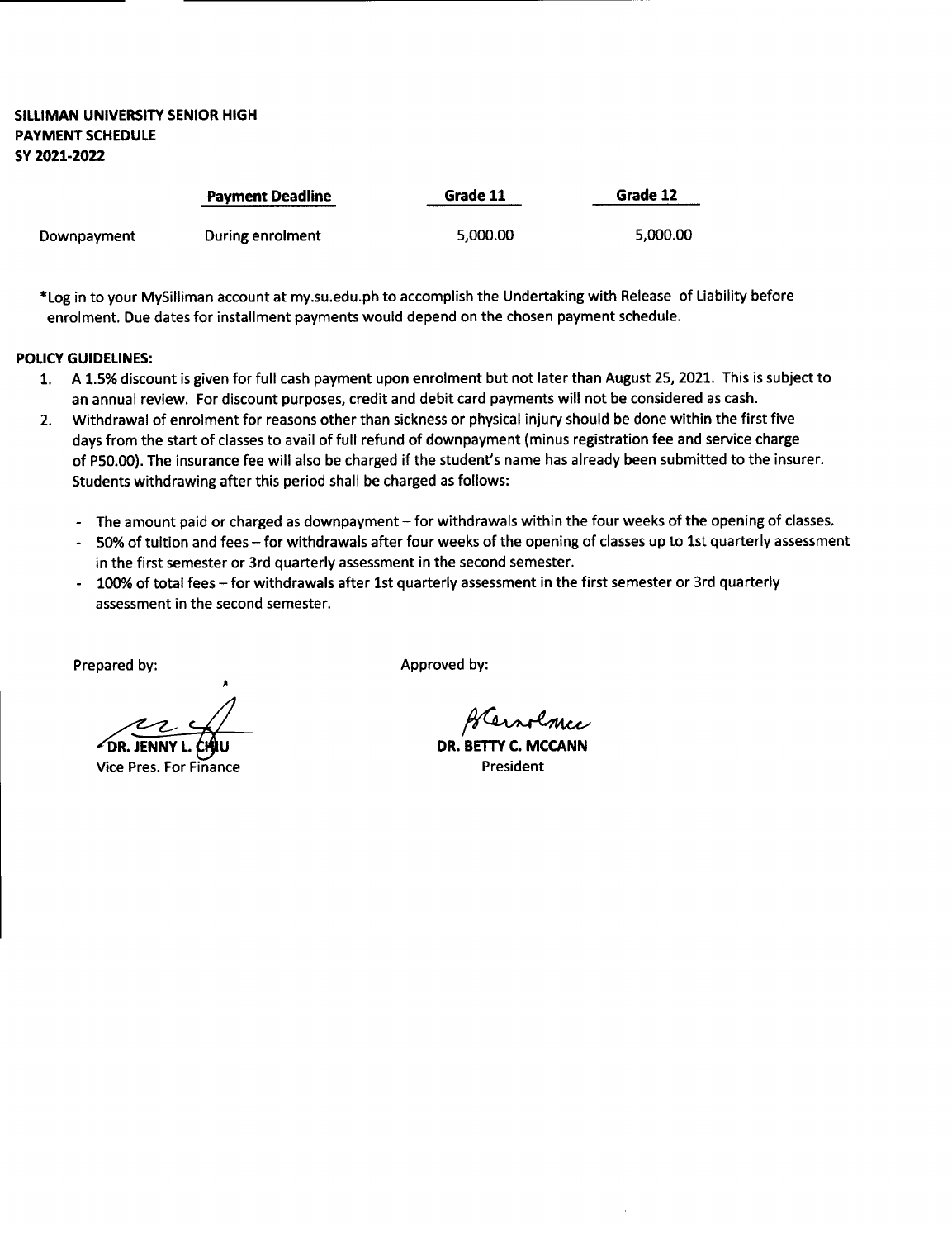**SILLIMAN UNIVERSITY SENIOR HIGH**
**PAYMENT SCHEDULE**
**SY 2021-2022**

| | Payment Deadline | Grade 11 | Grade 12 |
|---|---|---|---|
| Downpayment | During enrolment | 5,000.00 | 5,000.00 |

*Log in to your MySilliman account at my.su.edu.ph to accomplish the Undertaking with Release of Liability before enrolment. Due dates for installment payments would depend on the chosen payment schedule.

**POLICY GUIDELINES:**

1. A 1.5% discount is given for full cash payment upon enrolment but not later than August 25, 2021. This is subject to an annual review. For discount purposes, credit and debit card payments will not be considered as cash.
2. Withdrawal of enrolment for reasons other than sickness or physical injury should be done within the first five days from the start of classes to avail of full refund of downpayment (minus registration fee and service charge of P50.00). The insurance fee will also be charged if the student's name has already been submitted to the insurer. Students withdrawing after this period shall be charged as follows:
   - The amount paid or charged as downpayment – for withdrawals within the four weeks of the opening of classes.
   - 50% of tuition and fees – for withdrawals after four weeks of the opening of classes up to 1st quarterly assessment in the first semester or 3rd quarterly assessment in the second semester.
   - 100% of total fees – for withdrawals after 1st quarterly assessment in the first semester or 3rd quarterly assessment in the second semester.

Prepared by:

**DR. JENNY L. CHIU**
Vice Pres. For Finance

Approved by:

**DR. BETTY C. MCCANN**
President